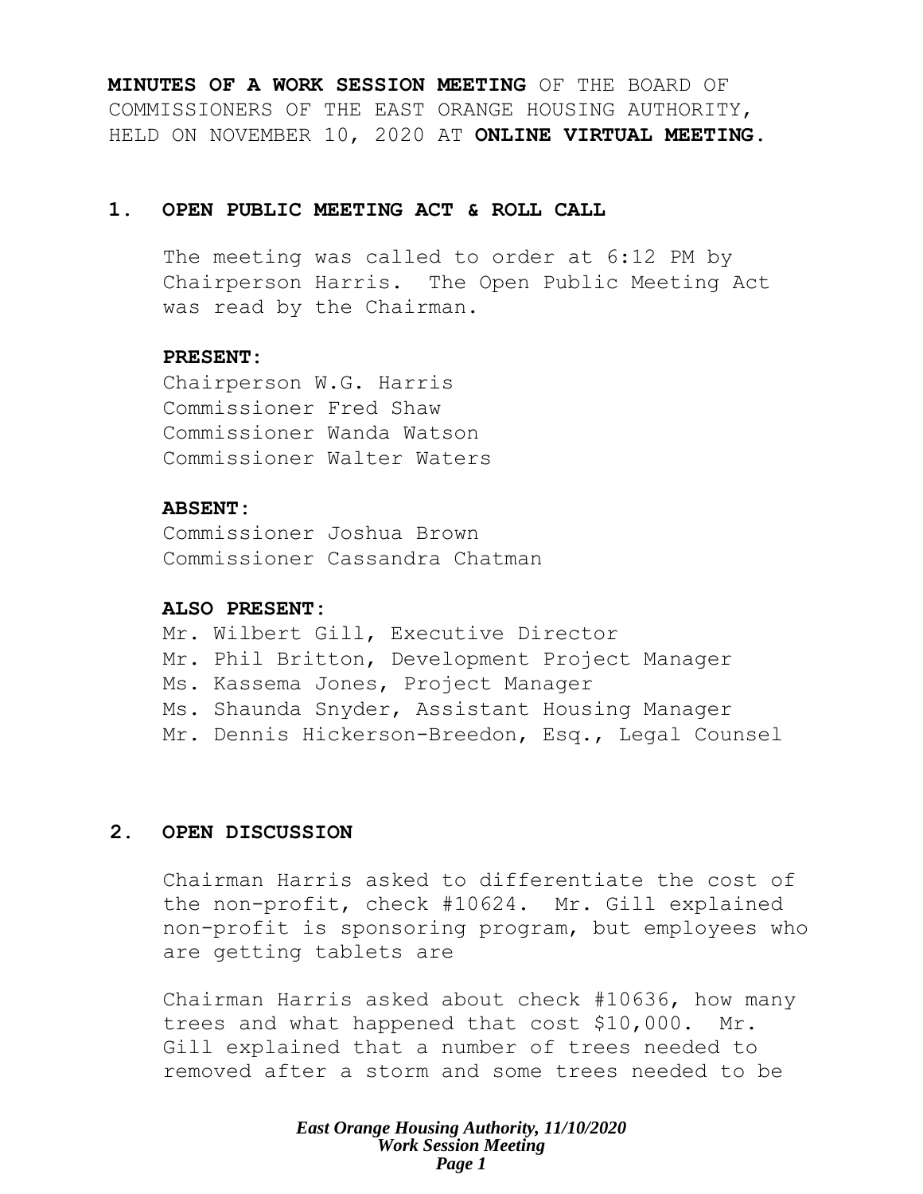**MINUTES OF A WORK SESSION MEETING** OF THE BOARD OF COMMISSIONERS OF THE EAST ORANGE HOUSING AUTHORITY, HELD ON NOVEMBER 10, 2020 AT **ONLINE VIRTUAL MEETING.**

## 1. OPEN PUBLIC MEETING ACT & ROLL CALL

The meeting was called to order at 6:12 PM by Chairperson Harris. The Open Public Meeting Act was read by the Chairman.

**PRESENT:**
Chairperson W.G. Harris
Commissioner Fred Shaw
Commissioner Wanda Watson
Commissioner Walter Waters

**ABSENT:**
Commissioner Joshua Brown
Commissioner Cassandra Chatman

**ALSO PRESENT:**
Mr. Wilbert Gill, Executive Director
Mr. Phil Britton, Development Project Manager
Ms. Kassema Jones, Project Manager
Ms. Shaunda Snyder, Assistant Housing Manager
Mr. Dennis Hickerson-Breedon, Esq., Legal Counsel

## 2. OPEN DISCUSSION

Chairman Harris asked to differentiate the cost of the non-profit, check #10624. Mr. Gill explained non-profit is sponsoring program, but employees who are getting tablets are

Chairman Harris asked about check #10636, how many trees and what happened that cost $10,000. Mr. Gill explained that a number of trees needed to removed after a storm and some trees needed to be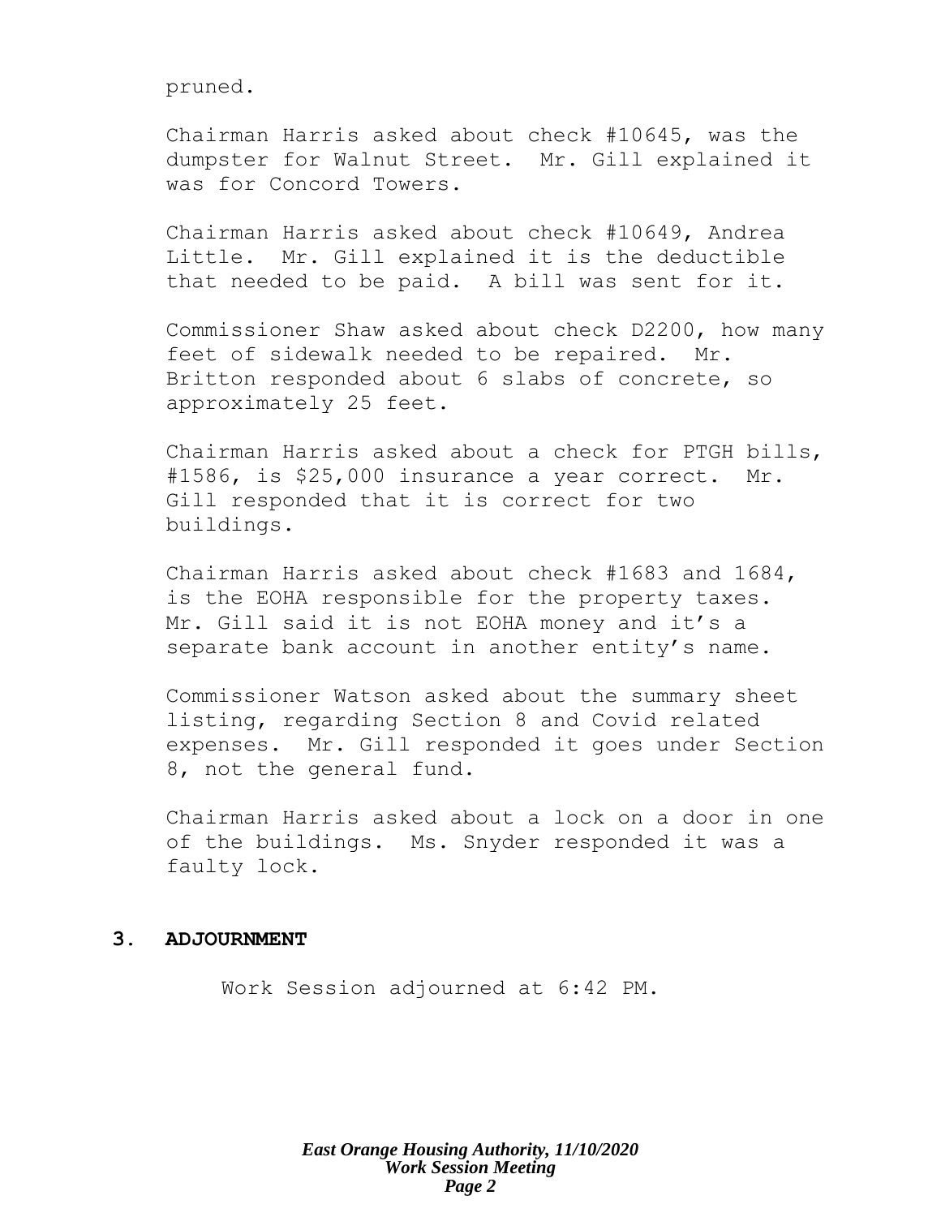pruned.

Chairman Harris asked about check #10645, was the dumpster for Walnut Street. Mr. Gill explained it was for Concord Towers.

Chairman Harris asked about check #10649, Andrea Little. Mr. Gill explained it is the deductible that needed to be paid. A bill was sent for it.

Commissioner Shaw asked about check D2200, how many feet of sidewalk needed to be repaired. Mr. Britton responded about 6 slabs of concrete, so approximately 25 feet.

Chairman Harris asked about a check for PTGH bills, #1586, is $25,000 insurance a year correct. Mr. Gill responded that it is correct for two buildings.

Chairman Harris asked about check #1683 and 1684, is the EOHA responsible for the property taxes. Mr. Gill said it is not EOHA money and it's a separate bank account in another entity's name.

Commissioner Watson asked about the summary sheet listing, regarding Section 8 and Covid related expenses. Mr. Gill responded it goes under Section 8, not the general fund.

Chairman Harris asked about a lock on a door in one of the buildings. Ms. Snyder responded it was a faulty lock.

## 3. ADJOURNMENT

Work Session adjourned at 6:42 PM.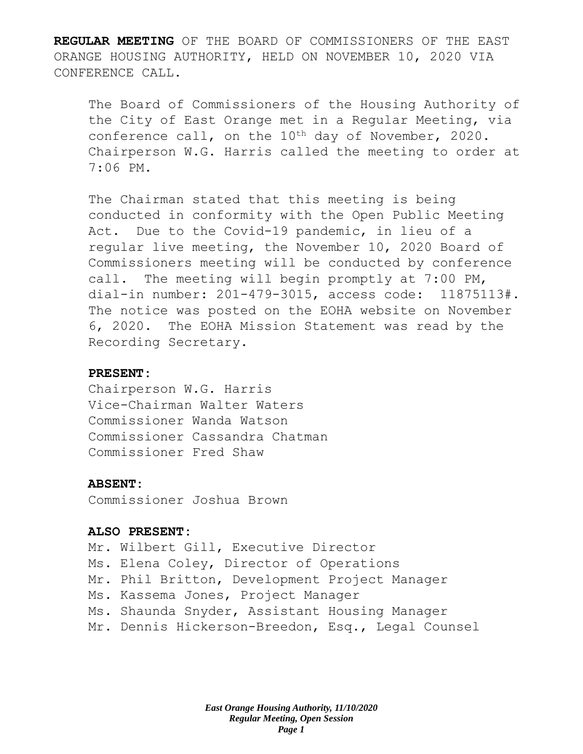**REGULAR MEETING** OF THE BOARD OF COMMISSIONERS OF THE EAST ORANGE HOUSING AUTHORITY, HELD ON NOVEMBER 10, 2020 VIA CONFERENCE CALL.

The Board of Commissioners of the Housing Authority of the City of East Orange met in a Regular Meeting, via conference call, on the 10th day of November, 2020. Chairperson W.G. Harris called the meeting to order at 7:06 PM.

The Chairman stated that this meeting is being conducted in conformity with the Open Public Meeting Act. Due to the Covid-19 pandemic, in lieu of a regular live meeting, the November 10, 2020 Board of Commissioners meeting will be conducted by conference call. The meeting will begin promptly at 7:00 PM, dial-in number: 201-479-3015, access code: 11875113#. The notice was posted on the EOHA website on November 6, 2020. The EOHA Mission Statement was read by the Recording Secretary.

**PRESENT:**

Chairperson W.G. Harris
Vice-Chairman Walter Waters
Commissioner Wanda Watson
Commissioner Cassandra Chatman
Commissioner Fred Shaw

**ABSENT:**

Commissioner Joshua Brown

**ALSO PRESENT:**

Mr. Wilbert Gill, Executive Director
Ms. Elena Coley, Director of Operations
Mr. Phil Britton, Development Project Manager
Ms. Kassema Jones, Project Manager
Ms. Shaunda Snyder, Assistant Housing Manager
Mr. Dennis Hickerson-Breedon, Esq., Legal Counsel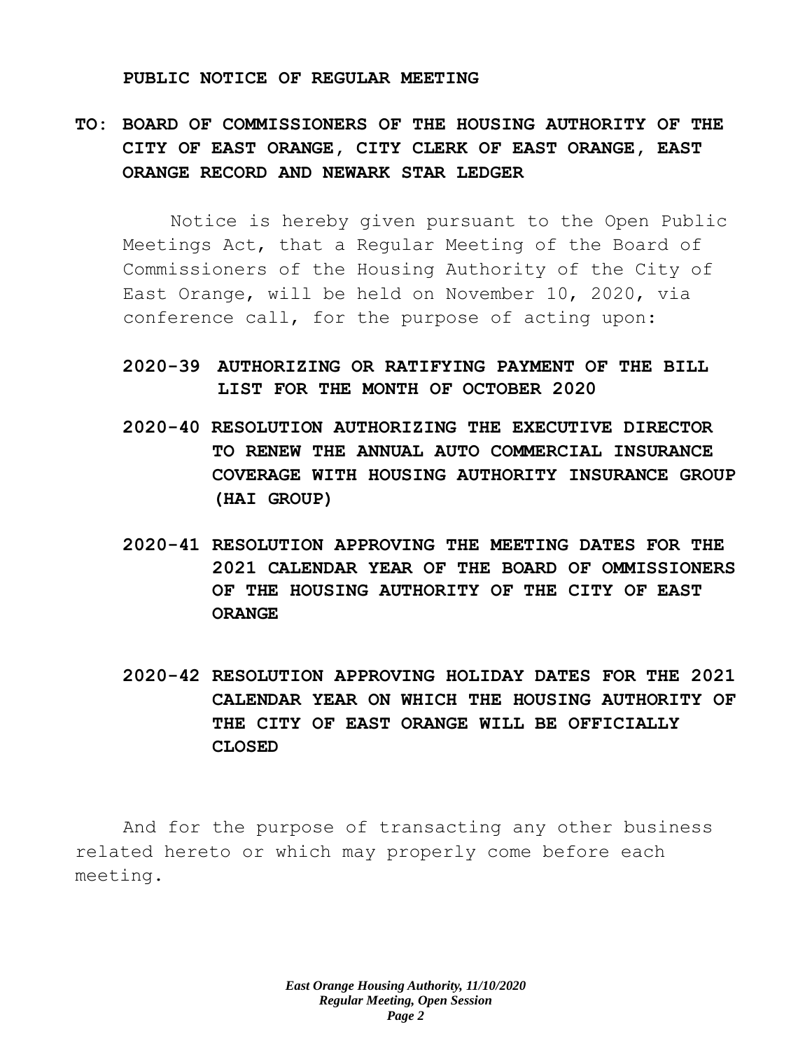**PUBLIC NOTICE OF REGULAR MEETING**

**TO: BOARD OF COMMISSIONERS OF THE HOUSING AUTHORITY OF THE CITY OF EAST ORANGE, CITY CLERK OF EAST ORANGE, EAST ORANGE RECORD AND NEWARK STAR LEDGER**

Notice is hereby given pursuant to the Open Public Meetings Act, that a Regular Meeting of the Board of Commissioners of the Housing Authority of the City of East Orange, will be held on November 10, 2020, via conference call, for the purpose of acting upon:

**2020-39 AUTHORIZING OR RATIFYING PAYMENT OF THE BILL LIST FOR THE MONTH OF OCTOBER 2020**

**2020-40 RESOLUTION AUTHORIZING THE EXECUTIVE DIRECTOR TO RENEW THE ANNUAL AUTO COMMERCIAL INSURANCE COVERAGE WITH HOUSING AUTHORITY INSURANCE GROUP (HAI GROUP)**

**2020-41 RESOLUTION APPROVING THE MEETING DATES FOR THE 2021 CALENDAR YEAR OF THE BOARD OF OMMISSIONERS OF THE HOUSING AUTHORITY OF THE CITY OF EAST ORANGE**

**2020-42 RESOLUTION APPROVING HOLIDAY DATES FOR THE 2021 CALENDAR YEAR ON WHICH THE HOUSING AUTHORITY OF THE CITY OF EAST ORANGE WILL BE OFFICIALLY CLOSED**

And for the purpose of transacting any other business related hereto or which may properly come before each meeting.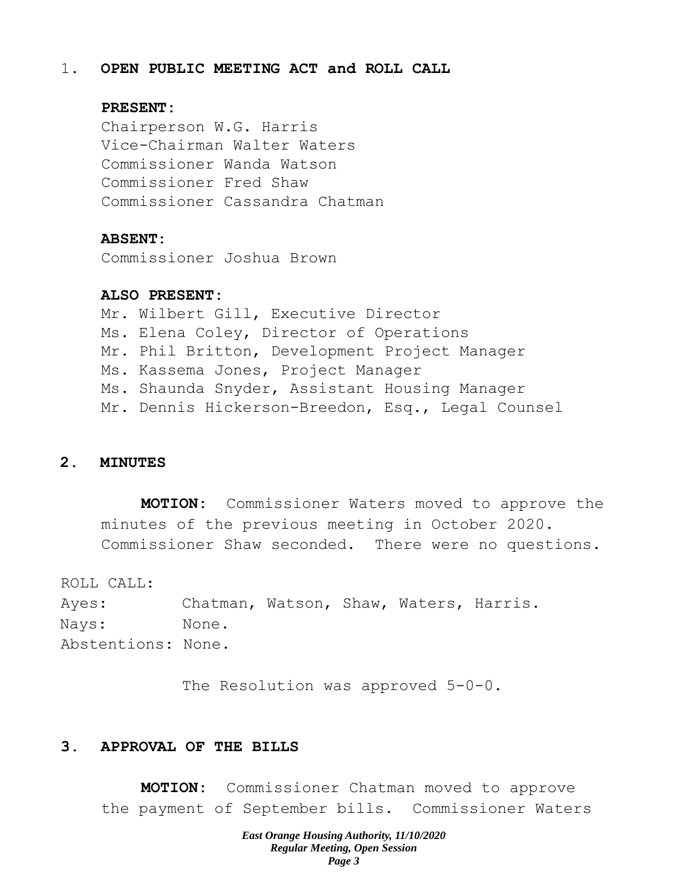## 1. OPEN PUBLIC MEETING ACT and ROLL CALL

**PRESENT:**

Chairperson W.G. Harris
Vice-Chairman Walter Waters
Commissioner Wanda Watson
Commissioner Fred Shaw
Commissioner Cassandra Chatman

**ABSENT:**

Commissioner Joshua Brown

**ALSO PRESENT:**

Mr. Wilbert Gill, Executive Director
Ms. Elena Coley, Director of Operations
Mr. Phil Britton, Development Project Manager
Ms. Kassema Jones, Project Manager
Ms. Shaunda Snyder, Assistant Housing Manager
Mr. Dennis Hickerson-Breedon, Esq., Legal Counsel

## 2. MINUTES

**MOTION:** Commissioner Waters moved to approve the minutes of the previous meeting in October 2020. Commissioner Shaw seconded. There were no questions.

ROLL CALL:
Ayes: Chatman, Watson, Shaw, Waters, Harris.
Nays: None.
Abstentions: None.

The Resolution was approved 5-0-0.

## 3. APPROVAL OF THE BILLS

**MOTION:** Commissioner Chatman moved to approve the payment of September bills. Commissioner Waters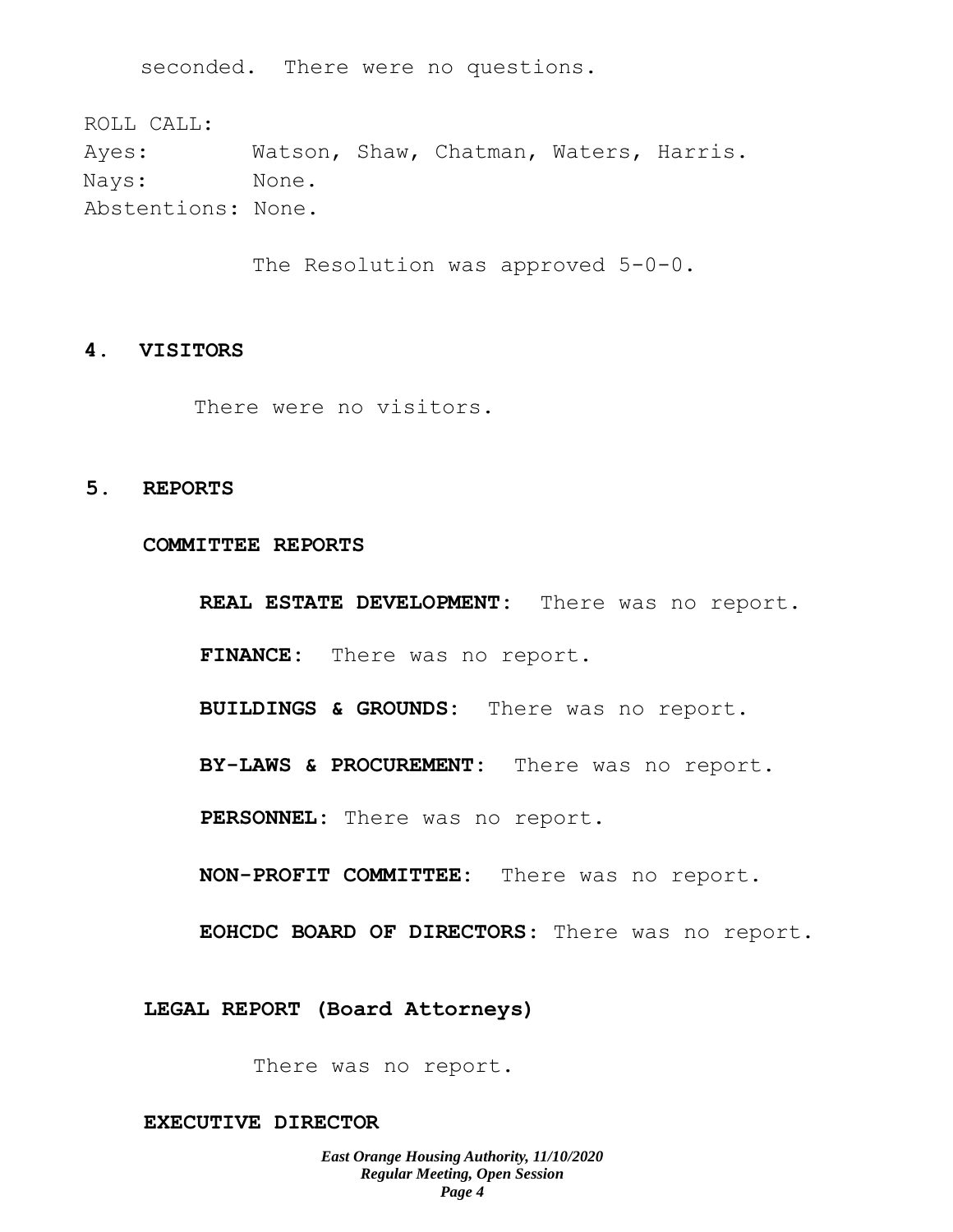seconded. There were no questions.

ROLL CALL:
Ayes: Watson, Shaw, Chatman, Waters, Harris.
Nays: None.
Abstentions: None.

The Resolution was approved 5-0-0.

## 4. VISITORS

There were no visitors.

## 5. REPORTS

### COMMITTEE REPORTS

**REAL ESTATE DEVELOPMENT**: There was no report.

**FINANCE**: There was no report.

**BUILDINGS & GROUNDS**: There was no report.

**BY-LAWS & PROCUREMENT**: There was no report.

**PERSONNEL**: There was no report.

**NON-PROFIT COMMITTEE**: There was no report.

**EOHCDC BOARD OF DIRECTORS**: There was no report.

### LEGAL REPORT (Board Attorneys)

There was no report.

### EXECUTIVE DIRECTOR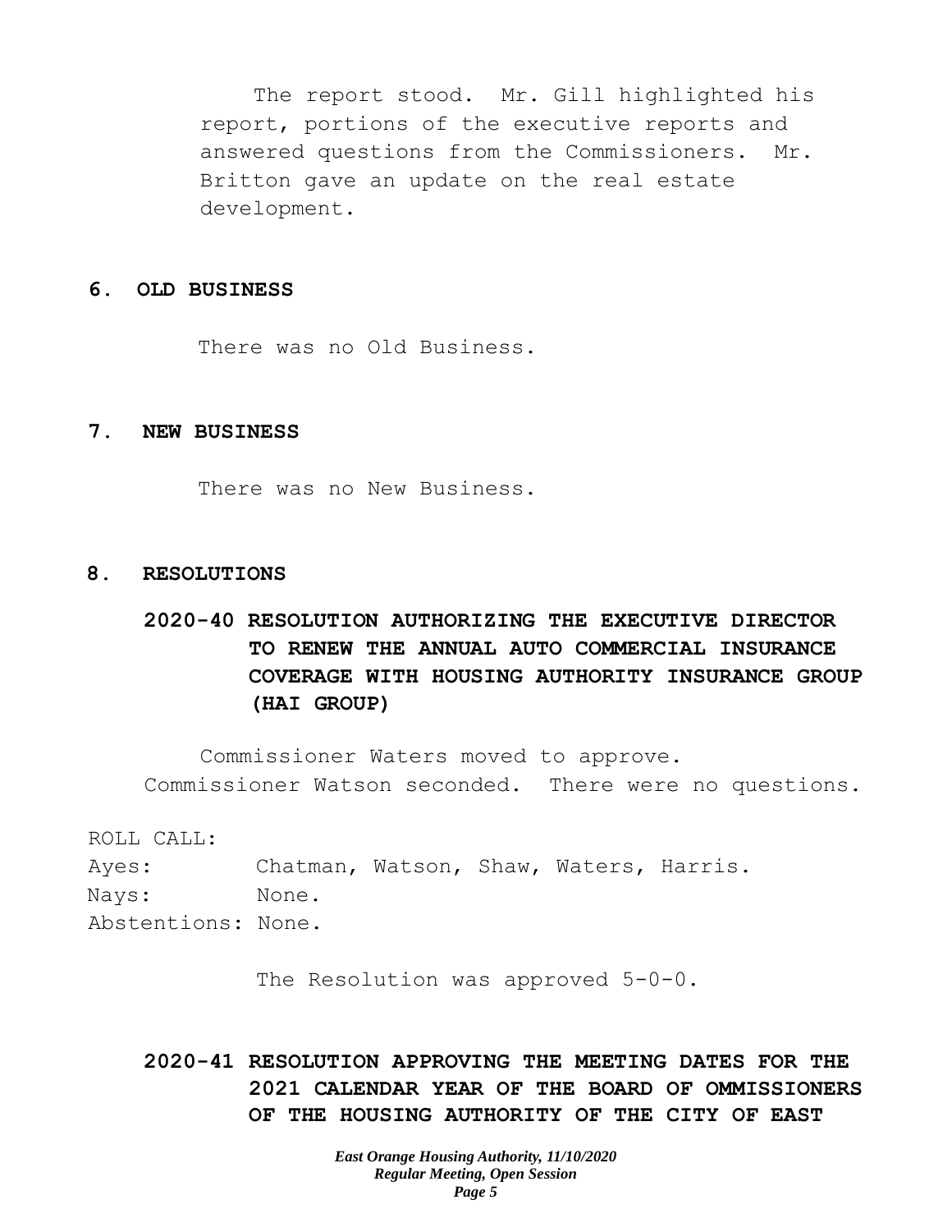The report stood. Mr. Gill highlighted his report, portions of the executive reports and answered questions from the Commissioners. Mr. Britton gave an update on the real estate development.

## 6. OLD BUSINESS

There was no Old Business.

## 7. NEW BUSINESS

There was no New Business.

## 8. RESOLUTIONS

### 2020-40 RESOLUTION AUTHORIZING THE EXECUTIVE DIRECTOR TO RENEW THE ANNUAL AUTO COMMERCIAL INSURANCE COVERAGE WITH HOUSING AUTHORITY INSURANCE GROUP (HAI GROUP)

Commissioner Waters moved to approve. Commissioner Watson seconded. There were no questions.

ROLL CALL:
Ayes: Chatman, Watson, Shaw, Waters, Harris.
Nays: None.
Abstentions: None.

The Resolution was approved 5-0-0.

### 2020-41 RESOLUTION APPROVING THE MEETING DATES FOR THE 2021 CALENDAR YEAR OF THE BOARD OF OMMISSIONERS OF THE HOUSING AUTHORITY OF THE CITY OF EAST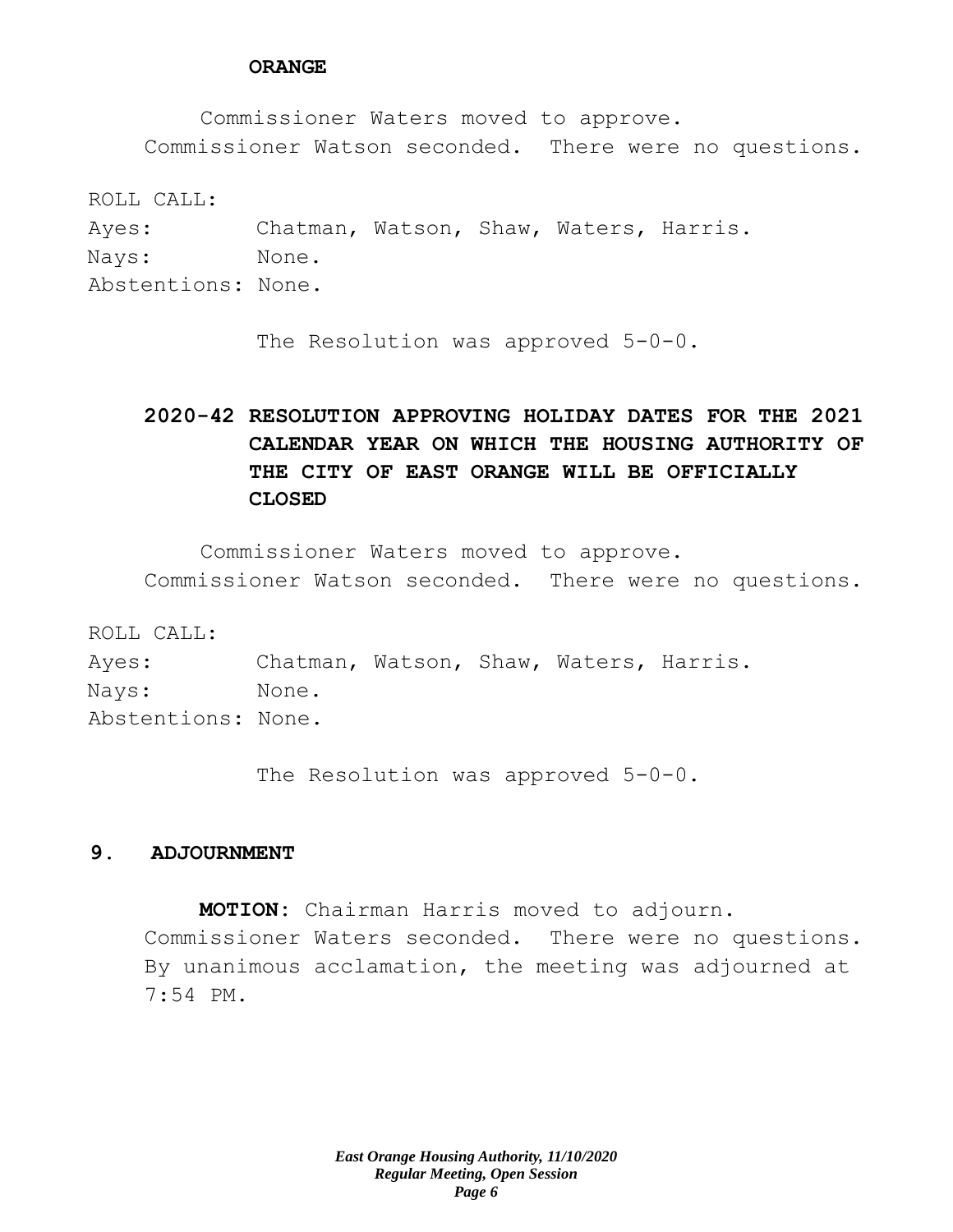**ORANGE**

Commissioner Waters moved to approve. Commissioner Watson seconded. There were no questions.

ROLL CALL:
Ayes: Chatman, Watson, Shaw, Waters, Harris.
Nays: None.
Abstentions: None.

The Resolution was approved 5-0-0.

**2020-42 RESOLUTION APPROVING HOLIDAY DATES FOR THE 2021 CALENDAR YEAR ON WHICH THE HOUSING AUTHORITY OF THE CITY OF EAST ORANGE WILL BE OFFICIALLY CLOSED**

Commissioner Waters moved to approve. Commissioner Watson seconded. There were no questions.

ROLL CALL:
Ayes: Chatman, Watson, Shaw, Waters, Harris.
Nays: None.
Abstentions: None.

The Resolution was approved 5-0-0.

## 9. ADJOURNMENT

**MOTION**: Chairman Harris moved to adjourn. Commissioner Waters seconded. There were no questions. By unanimous acclamation, the meeting was adjourned at 7:54 PM.